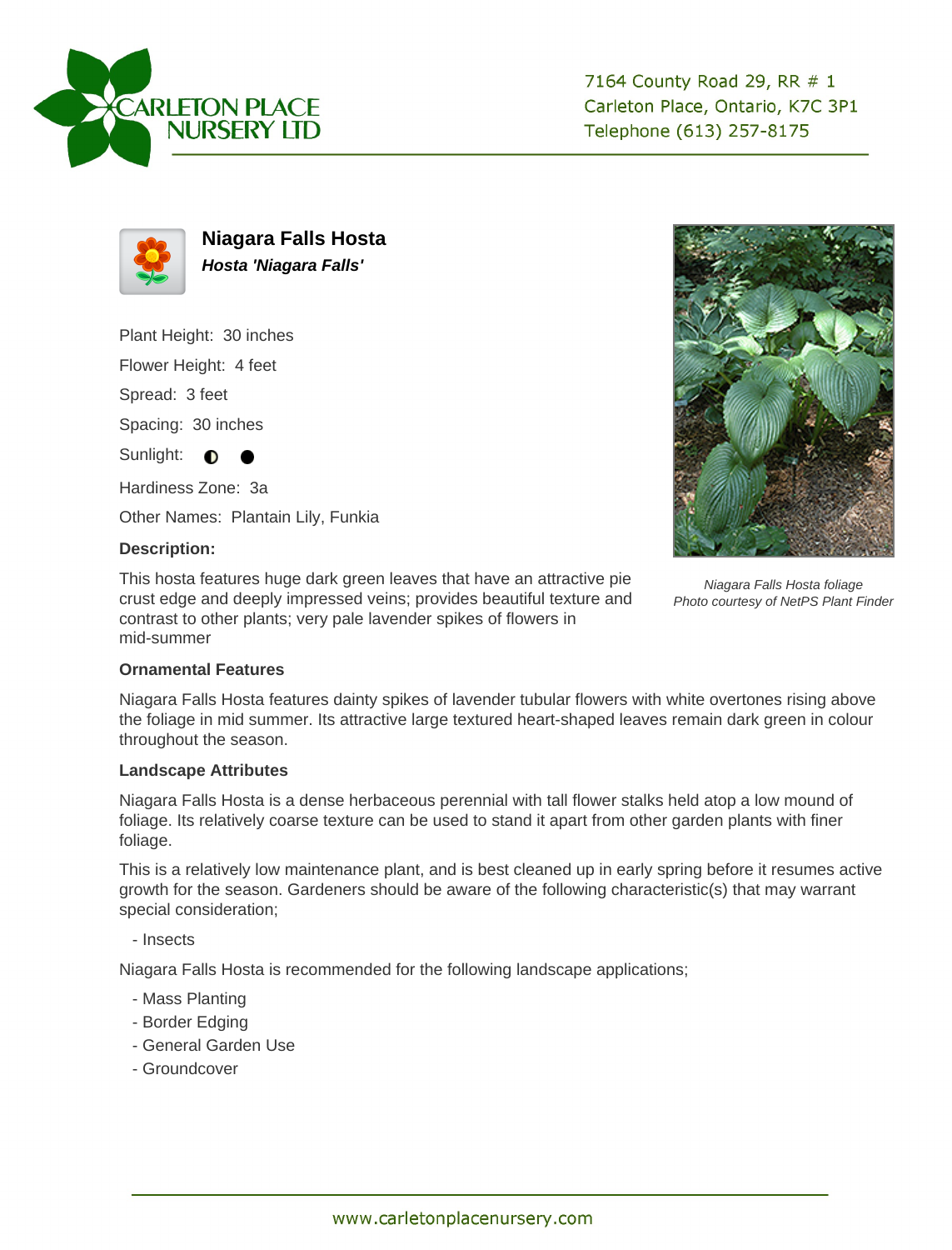CARLETON PLACE NURSERY LTD

7164 County Road 29, RR # 1
Carleton Place, Ontario, K7C 3P1
Telephone (613) 257-8175

# Niagara Falls Hosta

***Hosta 'Niagara Falls'***

Plant Height: 30 inches

Flower Height: 4 feet

Spread: 3 feet

Spacing: 30 inches

Sunlight: ◐ ●

Hardiness Zone: 3a

Other Names: Plantain Lily, Funkia

**Description:**

This hosta features huge dark green leaves that have an attractive pie crust edge and deeply impressed veins; provides beautiful texture and contrast to other plants; very pale lavender spikes of flowers in mid-summer

*Niagara Falls Hosta foliage*
*Photo courtesy of NetPS Plant Finder*

### Ornamental Features

Niagara Falls Hosta features dainty spikes of lavender tubular flowers with white overtones rising above the foliage in mid summer. Its attractive large textured heart-shaped leaves remain dark green in colour throughout the season.

### Landscape Attributes

Niagara Falls Hosta is a dense herbaceous perennial with tall flower stalks held atop a low mound of foliage. Its relatively coarse texture can be used to stand it apart from other garden plants with finer foliage.

This is a relatively low maintenance plant, and is best cleaned up in early spring before it resumes active growth for the season. Gardeners should be aware of the following characteristic(s) that may warrant special consideration;

- Insects

Niagara Falls Hosta is recommended for the following landscape applications;

- Mass Planting
- Border Edging
- General Garden Use
- Groundcover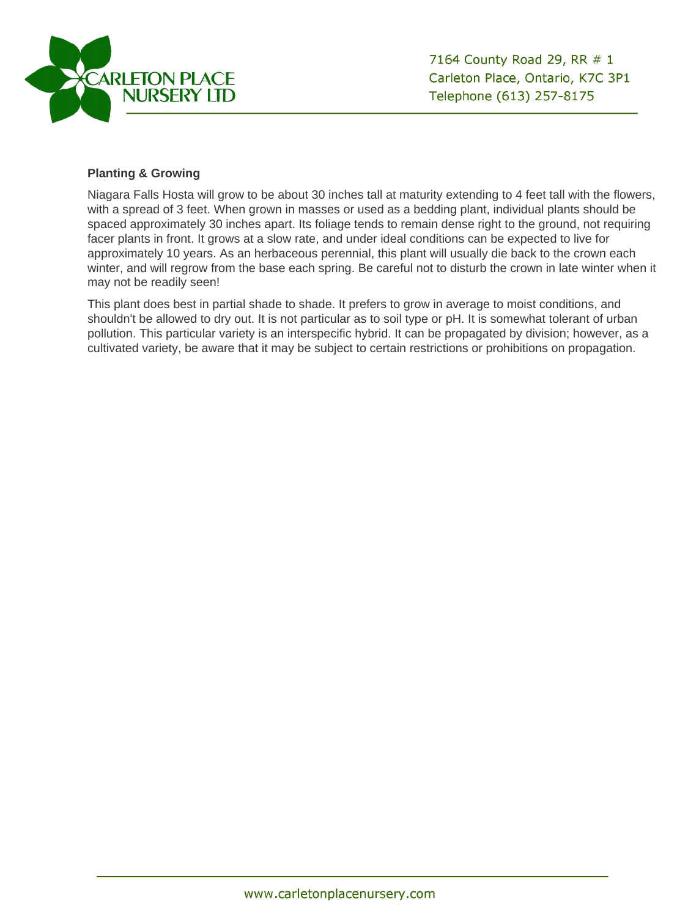## Planting & Growing

Niagara Falls Hosta will grow to be about 30 inches tall at maturity extending to 4 feet tall with the flowers, with a spread of 3 feet. When grown in masses or used as a bedding plant, individual plants should be spaced approximately 30 inches apart. Its foliage tends to remain dense right to the ground, not requiring facer plants in front. It grows at a slow rate, and under ideal conditions can be expected to live for approximately 10 years. As an herbaceous perennial, this plant will usually die back to the crown each winter, and will regrow from the base each spring. Be careful not to disturb the crown in late winter when it may not be readily seen!

This plant does best in partial shade to shade. It prefers to grow in average to moist conditions, and shouldn't be allowed to dry out. It is not particular as to soil type or pH. It is somewhat tolerant of urban pollution. This particular variety is an interspecific hybrid. It can be propagated by division; however, as a cultivated variety, be aware that it may be subject to certain restrictions or prohibitions on propagation.